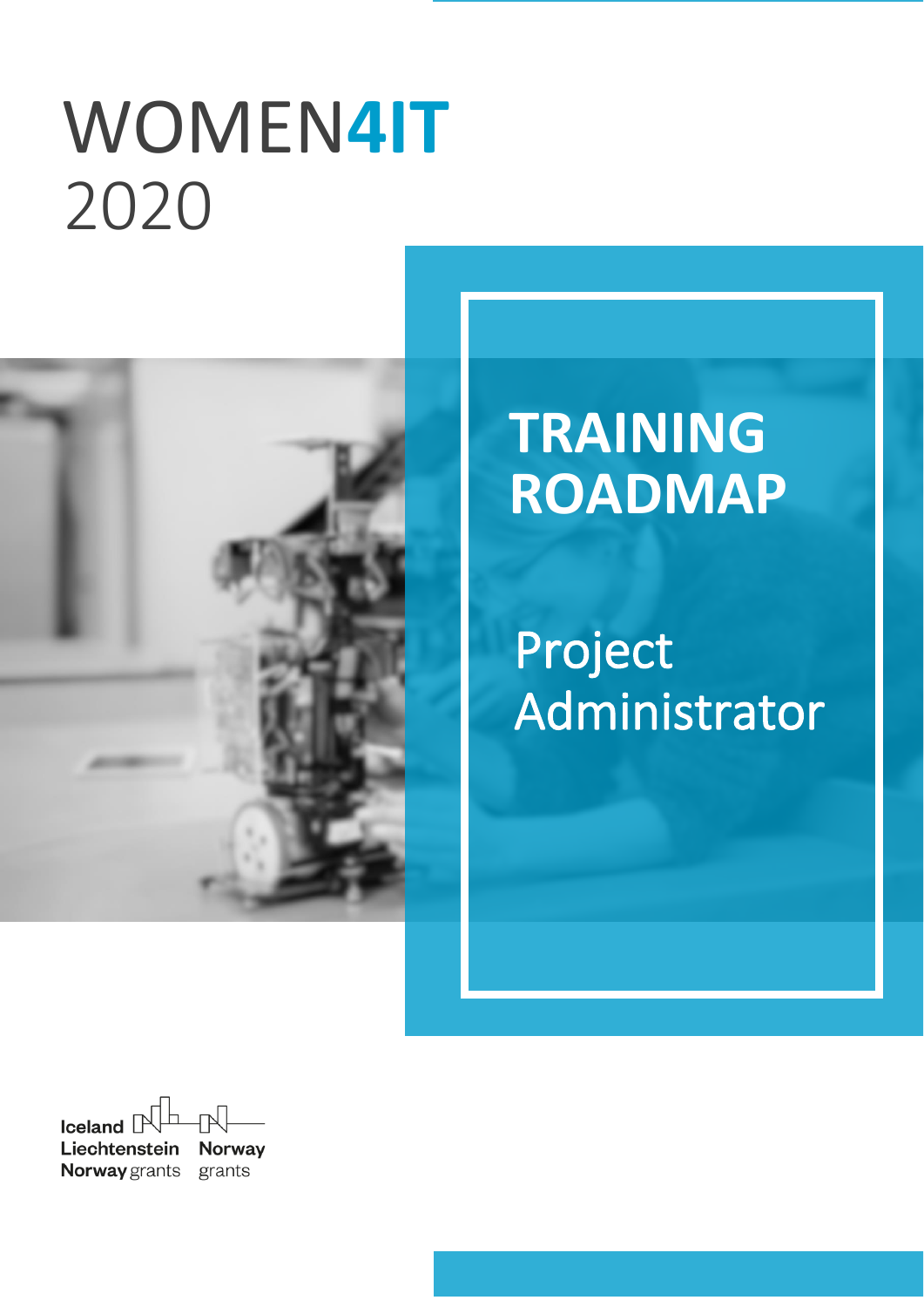# WOMEN4IT 2020

## TRAINING ROADMAP

### Project Administrator

Iceland Liechtenstein Norway grants

Norway grants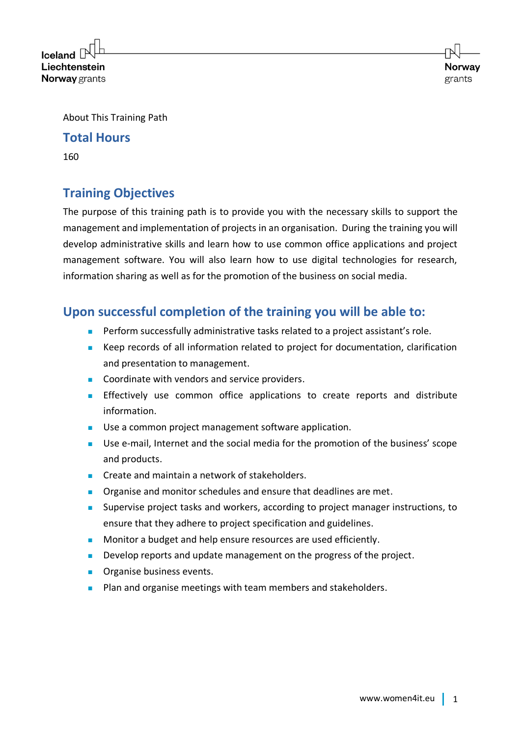About This Training Path

## Total Hours

160

## Training Objectives

The purpose of this training path is to provide you with the necessary skills to support the management and implementation of projects in an organisation. During the training you will develop administrative skills and learn how to use common office applications and project management software. You will also learn how to use digital technologies for research, information sharing as well as for the promotion of the business on social media.

## Upon successful completion of the training you will be able to:

- Perform successfully administrative tasks related to a project assistant's role.
- Keep records of all information related to project for documentation, clarification and presentation to management.
- Coordinate with vendors and service providers.
- Effectively use common office applications to create reports and distribute information.
- Use a common project management software application.
- Use e-mail, Internet and the social media for the promotion of the business' scope and products.
- Create and maintain a network of stakeholders.
- Organise and monitor schedules and ensure that deadlines are met.
- Supervise project tasks and workers, according to project manager instructions, to ensure that they adhere to project specification and guidelines.
- Monitor a budget and help ensure resources are used efficiently.
- Develop reports and update management on the progress of the project.
- Organise business events.
- Plan and organise meetings with team members and stakeholders.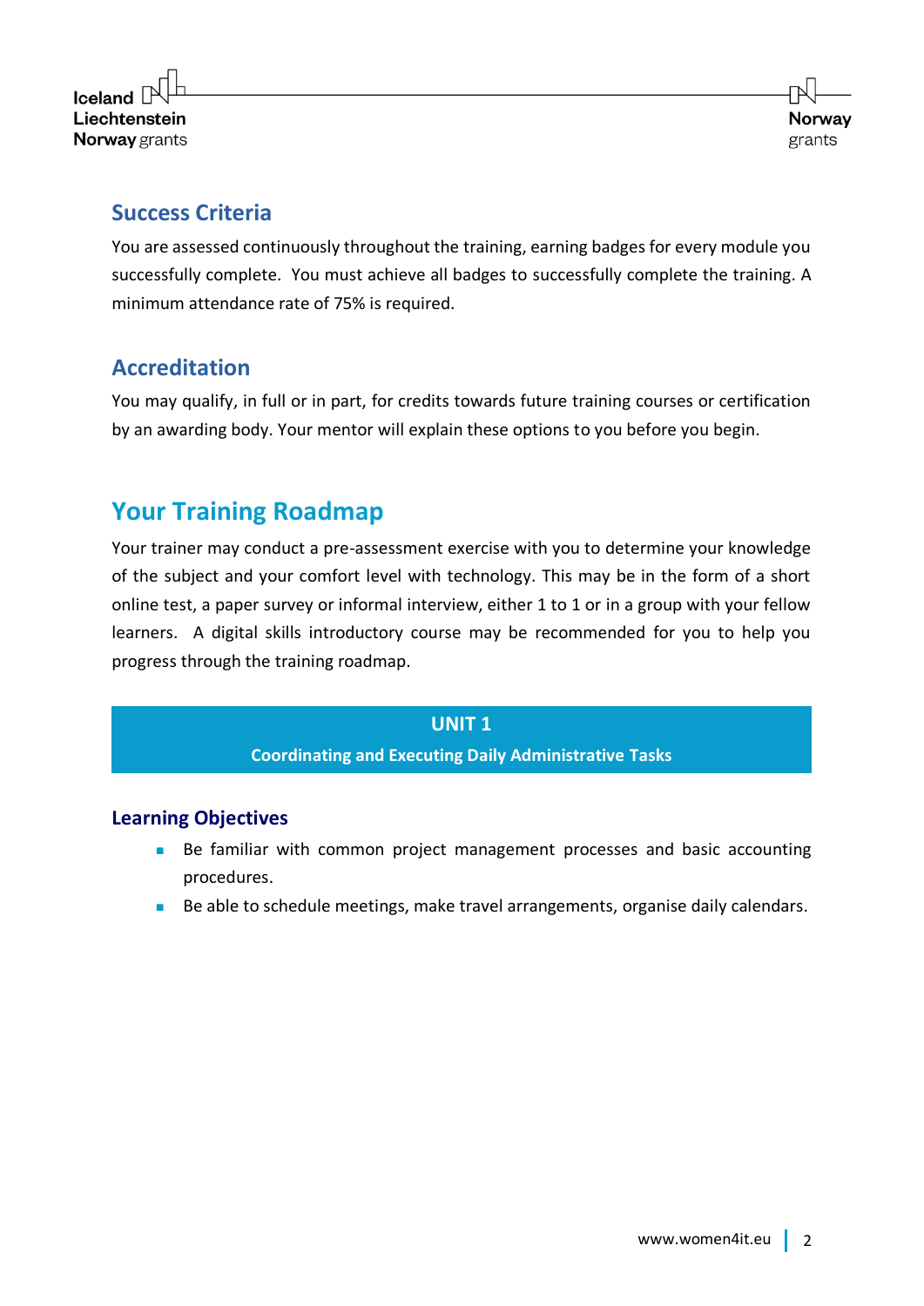## Success Criteria

You are assessed continuously throughout the training, earning badges for every module you successfully complete. You must achieve all badges to successfully complete the training. A minimum attendance rate of 75% is required.

## Accreditation

You may qualify, in full or in part, for credits towards future training courses or certification by an awarding body. Your mentor will explain these options to you before you begin.

# Your Training Roadmap

Your trainer may conduct a pre-assessment exercise with you to determine your knowledge of the subject and your comfort level with technology. This may be in the form of a short online test, a paper survey or informal interview, either 1 to 1 or in a group with your fellow learners. A digital skills introductory course may be recommended for you to help you progress through the training roadmap.

## UNIT 1

**Coordinating and Executing Daily Administrative Tasks**

### Learning Objectives

- Be familiar with common project management processes and basic accounting procedures.
- Be able to schedule meetings, make travel arrangements, organise daily calendars.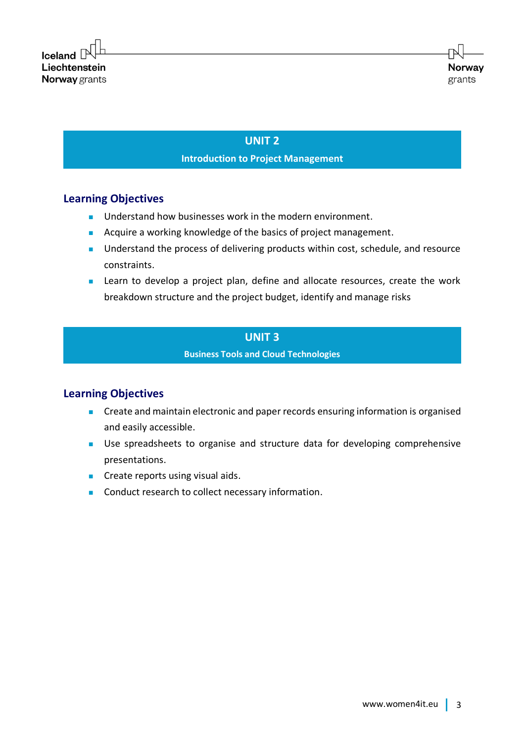## UNIT 2

**Introduction to Project Management**

### Learning Objectives

- Understand how businesses work in the modern environment.
- Acquire a working knowledge of the basics of project management.
- Understand the process of delivering products within cost, schedule, and resource constraints.
- Learn to develop a project plan, define and allocate resources, create the work breakdown structure and the project budget, identify and manage risks

## UNIT 3

**Business Tools and Cloud Technologies**

### Learning Objectives

- Create and maintain electronic and paper records ensuring information is organised and easily accessible.
- Use spreadsheets to organise and structure data for developing comprehensive presentations.
- Create reports using visual aids.
- Conduct research to collect necessary information.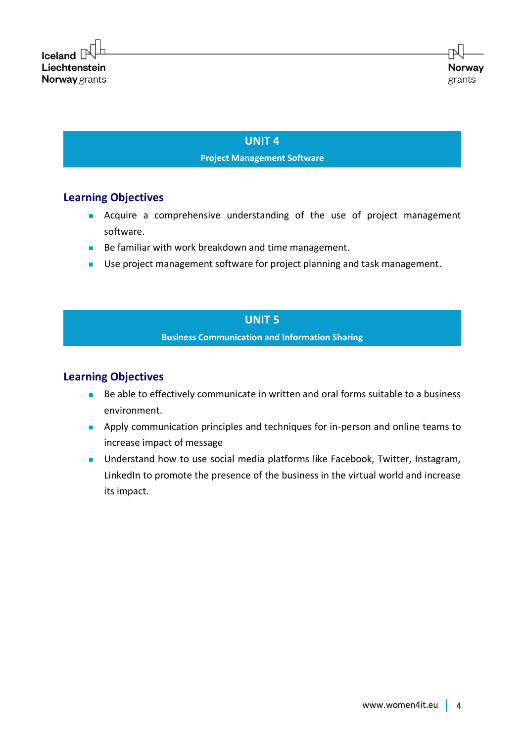## UNIT 4

**Project Management Software**

### Learning Objectives

- Acquire a comprehensive understanding of the use of project management software.
- Be familiar with work breakdown and time management.
- Use project management software for project planning and task management.

## UNIT 5

**Business Communication and Information Sharing**

### Learning Objectives

- Be able to effectively communicate in written and oral forms suitable to a business environment.
- Apply communication principles and techniques for in-person and online teams to increase impact of message
- Understand how to use social media platforms like Facebook, Twitter, Instagram, LinkedIn to promote the presence of the business in the virtual world and increase its impact.